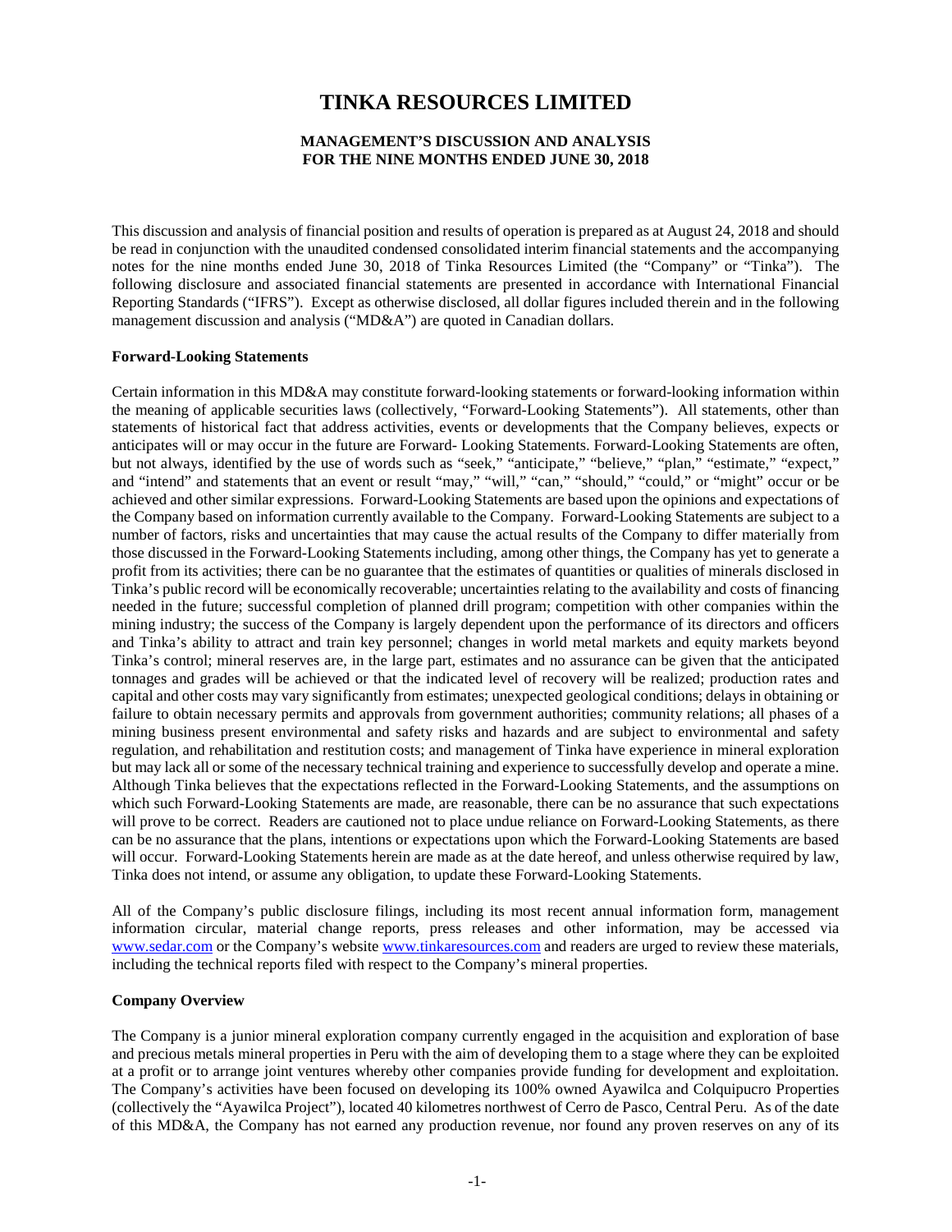# TINKA RESOURCES LIMITED

## MANAGEMENT'S DISCUSSION AND ANALYSIS
## FOR THE NINE MONTHS ENDED JUNE 30, 2018

This discussion and analysis of financial position and results of operation is prepared as at August 24, 2018 and should be read in conjunction with the unaudited condensed consolidated interim financial statements and the accompanying notes for the nine months ended June 30, 2018 of Tinka Resources Limited (the "Company" or "Tinka"). The following disclosure and associated financial statements are presented in accordance with International Financial Reporting Standards ("IFRS"). Except as otherwise disclosed, all dollar figures included therein and in the following management discussion and analysis ("MD&A") are quoted in Canadian dollars.

**Forward-Looking Statements**

Certain information in this MD&A may constitute forward-looking statements or forward-looking information within the meaning of applicable securities laws (collectively, "Forward-Looking Statements"). All statements, other than statements of historical fact that address activities, events or developments that the Company believes, expects or anticipates will or may occur in the future are Forward- Looking Statements. Forward-Looking Statements are often, but not always, identified by the use of words such as "seek," "anticipate," "believe," "plan," "estimate," "expect," and "intend" and statements that an event or result "may," "will," "can," "should," "could," or "might" occur or be achieved and other similar expressions. Forward-Looking Statements are based upon the opinions and expectations of the Company based on information currently available to the Company. Forward-Looking Statements are subject to a number of factors, risks and uncertainties that may cause the actual results of the Company to differ materially from those discussed in the Forward-Looking Statements including, among other things, the Company has yet to generate a profit from its activities; there can be no guarantee that the estimates of quantities or qualities of minerals disclosed in Tinka's public record will be economically recoverable; uncertainties relating to the availability and costs of financing needed in the future; successful completion of planned drill program; competition with other companies within the mining industry; the success of the Company is largely dependent upon the performance of its directors and officers and Tinka's ability to attract and train key personnel; changes in world metal markets and equity markets beyond Tinka's control; mineral reserves are, in the large part, estimates and no assurance can be given that the anticipated tonnages and grades will be achieved or that the indicated level of recovery will be realized; production rates and capital and other costs may vary significantly from estimates; unexpected geological conditions; delays in obtaining or failure to obtain necessary permits and approvals from government authorities; community relations; all phases of a mining business present environmental and safety risks and hazards and are subject to environmental and safety regulation, and rehabilitation and restitution costs; and management of Tinka have experience in mineral exploration but may lack all or some of the necessary technical training and experience to successfully develop and operate a mine. Although Tinka believes that the expectations reflected in the Forward-Looking Statements, and the assumptions on which such Forward-Looking Statements are made, are reasonable, there can be no assurance that such expectations will prove to be correct. Readers are cautioned not to place undue reliance on Forward-Looking Statements, as there can be no assurance that the plans, intentions or expectations upon which the Forward-Looking Statements are based will occur. Forward-Looking Statements herein are made as at the date hereof, and unless otherwise required by law, Tinka does not intend, or assume any obligation, to update these Forward-Looking Statements.

All of the Company's public disclosure filings, including its most recent annual information form, management information circular, material change reports, press releases and other information, may be accessed via www.sedar.com or the Company's website www.tinkaresources.com and readers are urged to review these materials, including the technical reports filed with respect to the Company's mineral properties.

**Company Overview**

The Company is a junior mineral exploration company currently engaged in the acquisition and exploration of base and precious metals mineral properties in Peru with the aim of developing them to a stage where they can be exploited at a profit or to arrange joint ventures whereby other companies provide funding for development and exploitation. The Company's activities have been focused on developing its 100% owned Ayawilca and Colquipucro Properties (collectively the "Ayawilca Project"), located 40 kilometres northwest of Cerro de Pasco, Central Peru. As of the date of this MD&A, the Company has not earned any production revenue, nor found any proven reserves on any of its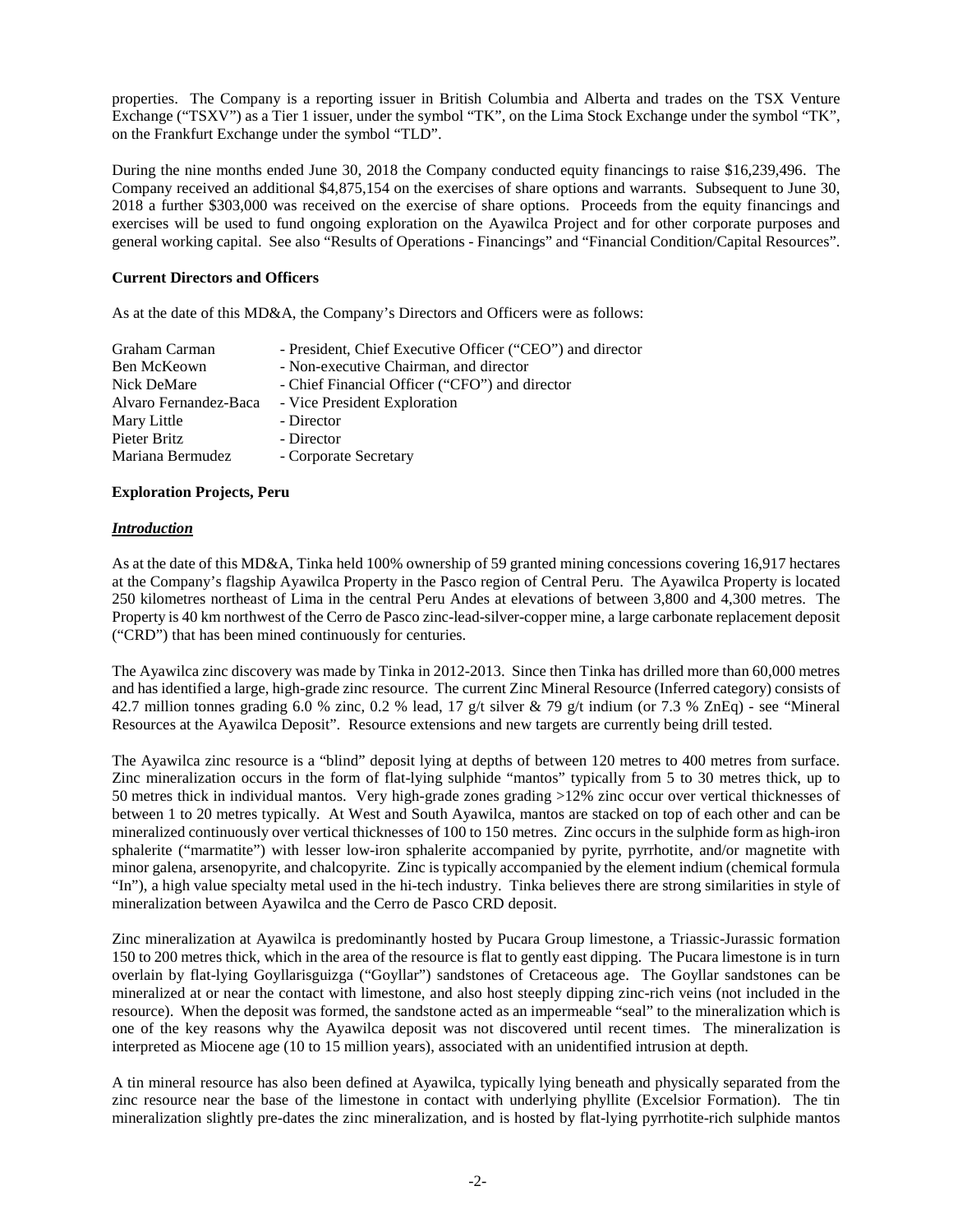properties. The Company is a reporting issuer in British Columbia and Alberta and trades on the TSX Venture Exchange ("TSXV") as a Tier 1 issuer, under the symbol "TK", on the Lima Stock Exchange under the symbol "TK", on the Frankfurt Exchange under the symbol "TLD".

During the nine months ended June 30, 2018 the Company conducted equity financings to raise $16,239,496. The Company received an additional $4,875,154 on the exercises of share options and warrants. Subsequent to June 30, 2018 a further $303,000 was received on the exercise of share options. Proceeds from the equity financings and exercises will be used to fund ongoing exploration on the Ayawilca Project and for other corporate purposes and general working capital. See also "Results of Operations - Financings" and "Financial Condition/Capital Resources".

**Current Directors and Officers**

As at the date of this MD&A, the Company's Directors and Officers were as follows:

| | |
|---|---|
| Graham Carman | - President, Chief Executive Officer ("CEO") and director |
| Ben McKeown | - Non-executive Chairman, and director |
| Nick DeMare | - Chief Financial Officer ("CFO") and director |
| Alvaro Fernandez-Baca | - Vice President Exploration |
| Mary Little | - Director |
| Pieter Britz | - Director |
| Mariana Bermudez | - Corporate Secretary |

**Exploration Projects, Peru**

***Introduction***

As at the date of this MD&A, Tinka held 100% ownership of 59 granted mining concessions covering 16,917 hectares at the Company's flagship Ayawilca Property in the Pasco region of Central Peru. The Ayawilca Property is located 250 kilometres northeast of Lima in the central Peru Andes at elevations of between 3,800 and 4,300 metres. The Property is 40 km northwest of the Cerro de Pasco zinc-lead-silver-copper mine, a large carbonate replacement deposit ("CRD") that has been mined continuously for centuries.

The Ayawilca zinc discovery was made by Tinka in 2012-2013. Since then Tinka has drilled more than 60,000 metres and has identified a large, high-grade zinc resource. The current Zinc Mineral Resource (Inferred category) consists of 42.7 million tonnes grading 6.0 % zinc, 0.2 % lead, 17 g/t silver & 79 g/t indium (or 7.3 % ZnEq) - see "Mineral Resources at the Ayawilca Deposit". Resource extensions and new targets are currently being drill tested.

The Ayawilca zinc resource is a "blind" deposit lying at depths of between 120 metres to 400 metres from surface. Zinc mineralization occurs in the form of flat-lying sulphide "mantos" typically from 5 to 30 metres thick, up to 50 metres thick in individual mantos. Very high-grade zones grading >12% zinc occur over vertical thicknesses of between 1 to 20 metres typically. At West and South Ayawilca, mantos are stacked on top of each other and can be mineralized continuously over vertical thicknesses of 100 to 150 metres. Zinc occurs in the sulphide form as high-iron sphalerite ("marmatite") with lesser low-iron sphalerite accompanied by pyrite, pyrrhotite, and/or magnetite with minor galena, arsenopyrite, and chalcopyrite. Zinc is typically accompanied by the element indium (chemical formula "In"), a high value specialty metal used in the hi-tech industry. Tinka believes there are strong similarities in style of mineralization between Ayawilca and the Cerro de Pasco CRD deposit.

Zinc mineralization at Ayawilca is predominantly hosted by Pucara Group limestone, a Triassic-Jurassic formation 150 to 200 metres thick, which in the area of the resource is flat to gently east dipping. The Pucara limestone is in turn overlain by flat-lying Goyllarisguizga ("Goyllar") sandstones of Cretaceous age. The Goyllar sandstones can be mineralized at or near the contact with limestone, and also host steeply dipping zinc-rich veins (not included in the resource). When the deposit was formed, the sandstone acted as an impermeable "seal" to the mineralization which is one of the key reasons why the Ayawilca deposit was not discovered until recent times. The mineralization is interpreted as Miocene age (10 to 15 million years), associated with an unidentified intrusion at depth.

A tin mineral resource has also been defined at Ayawilca, typically lying beneath and physically separated from the zinc resource near the base of the limestone in contact with underlying phyllite (Excelsior Formation). The tin mineralization slightly pre-dates the zinc mineralization, and is hosted by flat-lying pyrrhotite-rich sulphide mantos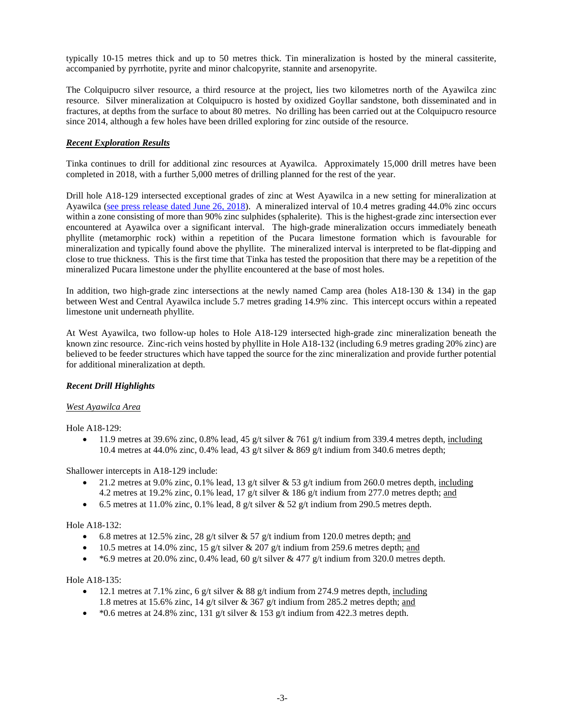typically 10-15 metres thick and up to 50 metres thick. Tin mineralization is hosted by the mineral cassiterite, accompanied by pyrrhotite, pyrite and minor chalcopyrite, stannite and arsenopyrite.

The Colquipucro silver resource, a third resource at the project, lies two kilometres north of the Ayawilca zinc resource. Silver mineralization at Colquipucro is hosted by oxidized Goyllar sandstone, both disseminated and in fractures, at depths from the surface to about 80 metres. No drilling has been carried out at the Colquipucro resource since 2014, although a few holes have been drilled exploring for zinc outside of the resource.

### ***Recent Exploration Results***

Tinka continues to drill for additional zinc resources at Ayawilca. Approximately 15,000 drill metres have been completed in 2018, with a further 5,000 metres of drilling planned for the rest of the year.

Drill hole A18-129 intersected exceptional grades of zinc at West Ayawilca in a new setting for mineralization at Ayawilca (see press release dated June 26, 2018). A mineralized interval of 10.4 metres grading 44.0% zinc occurs within a zone consisting of more than 90% zinc sulphides (sphalerite). This is the highest-grade zinc intersection ever encountered at Ayawilca over a significant interval. The high-grade mineralization occurs immediately beneath phyllite (metamorphic rock) within a repetition of the Pucara limestone formation which is favourable for mineralization and typically found above the phyllite. The mineralized interval is interpreted to be flat-dipping and close to true thickness. This is the first time that Tinka has tested the proposition that there may be a repetition of the mineralized Pucara limestone under the phyllite encountered at the base of most holes.

In addition, two high-grade zinc intersections at the newly named Camp area (holes A18-130 & 134) in the gap between West and Central Ayawilca include 5.7 metres grading 14.9% zinc. This intercept occurs within a repeated limestone unit underneath phyllite.

At West Ayawilca, two follow-up holes to Hole A18-129 intersected high-grade zinc mineralization beneath the known zinc resource. Zinc-rich veins hosted by phyllite in Hole A18-132 (including 6.9 metres grading 20% zinc) are believed to be feeder structures which have tapped the source for the zinc mineralization and provide further potential for additional mineralization at depth.

### ***Recent Drill Highlights***

*West Ayawilca Area*

Hole A18-129:

- 11.9 metres at 39.6% zinc, 0.8% lead, 45 g/t silver & 761 g/t indium from 339.4 metres depth, including 10.4 metres at 44.0% zinc, 0.4% lead, 43 g/t silver & 869 g/t indium from 340.6 metres depth;

Shallower intercepts in A18-129 include:

- 21.2 metres at 9.0% zinc, 0.1% lead, 13 g/t silver & 53 g/t indium from 260.0 metres depth, including 4.2 metres at 19.2% zinc, 0.1% lead, 17 g/t silver & 186 g/t indium from 277.0 metres depth; and
- 6.5 metres at 11.0% zinc, 0.1% lead, 8 g/t silver & 52 g/t indium from 290.5 metres depth.

Hole A18-132:

- 6.8 metres at 12.5% zinc, 28 g/t silver & 57 g/t indium from 120.0 metres depth; and
- 10.5 metres at 14.0% zinc, 15 g/t silver & 207 g/t indium from 259.6 metres depth; and
- *6.9 metres at 20.0% zinc, 0.4% lead, 60 g/t silver & 477 g/t indium from 320.0 metres depth.

Hole A18-135:

- 12.1 metres at 7.1% zinc, 6 g/t silver & 88 g/t indium from 274.9 metres depth, including 1.8 metres at 15.6% zinc, 14 g/t silver & 367 g/t indium from 285.2 metres depth; and
- *0.6 metres at 24.8% zinc, 131 g/t silver & 153 g/t indium from 422.3 metres depth.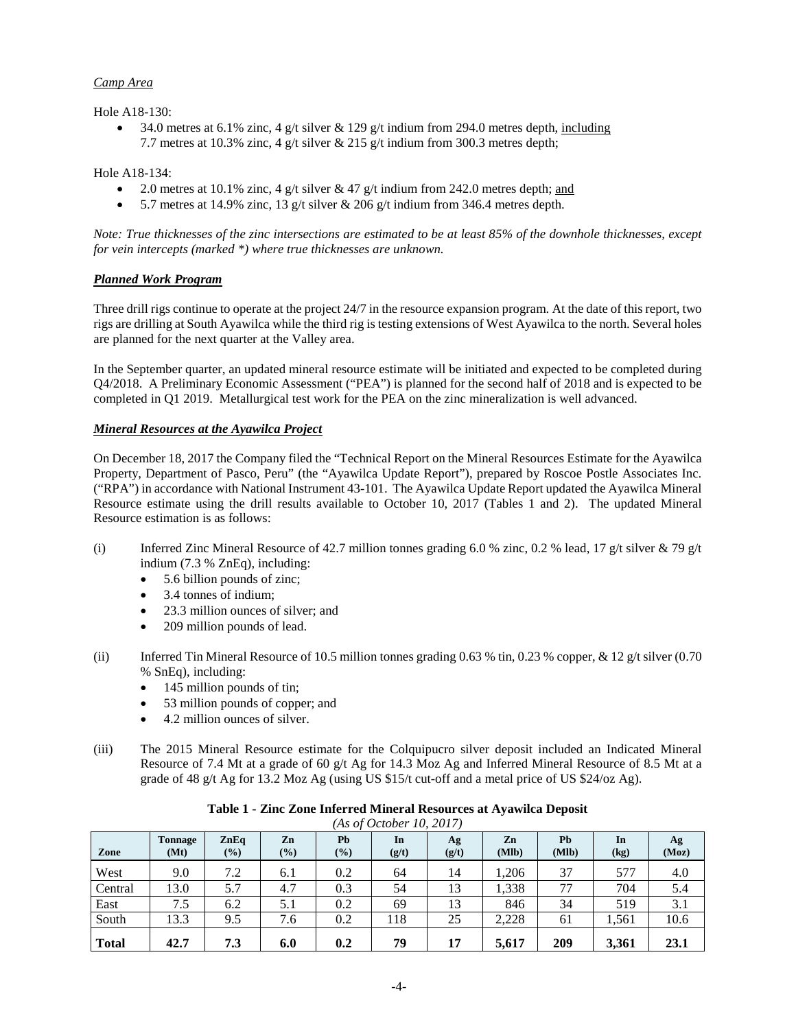*Camp Area*

Hole A18-130:

- 34.0 metres at 6.1% zinc, 4 g/t silver & 129 g/t indium from 294.0 metres depth, including 7.7 metres at 10.3% zinc, 4 g/t silver & 215 g/t indium from 300.3 metres depth;

Hole A18-134:

- 2.0 metres at 10.1% zinc, 4 g/t silver & 47 g/t indium from 242.0 metres depth; and
- 5.7 metres at 14.9% zinc, 13 g/t silver & 206 g/t indium from 346.4 metres depth.

*Note: True thicknesses of the zinc intersections are estimated to be at least 85% of the downhole thicknesses, except for vein intercepts (marked *) where true thicknesses are unknown.*

***Planned Work Program***

Three drill rigs continue to operate at the project 24/7 in the resource expansion program. At the date of this report, two rigs are drilling at South Ayawilca while the third rig is testing extensions of West Ayawilca to the north. Several holes are planned for the next quarter at the Valley area.

In the September quarter, an updated mineral resource estimate will be initiated and expected to be completed during Q4/2018. A Preliminary Economic Assessment ("PEA") is planned for the second half of 2018 and is expected to be completed in Q1 2019. Metallurgical test work for the PEA on the zinc mineralization is well advanced.

***Mineral Resources at the Ayawilca Project***

On December 18, 2017 the Company filed the "Technical Report on the Mineral Resources Estimate for the Ayawilca Property, Department of Pasco, Peru" (the "Ayawilca Update Report"), prepared by Roscoe Postle Associates Inc. ("RPA") in accordance with National Instrument 43-101. The Ayawilca Update Report updated the Ayawilca Mineral Resource estimate using the drill results available to October 10, 2017 (Tables 1 and 2). The updated Mineral Resource estimation is as follows:

(i) Inferred Zinc Mineral Resource of 42.7 million tonnes grading 6.0 % zinc, 0.2 % lead, 17 g/t silver & 79 g/t indium (7.3 % ZnEq), including:
   - 5.6 billion pounds of zinc;
   - 3.4 tonnes of indium;
   - 23.3 million ounces of silver; and
   - 209 million pounds of lead.

(ii) Inferred Tin Mineral Resource of 10.5 million tonnes grading 0.63 % tin, 0.23 % copper, & 12 g/t silver (0.70 % SnEq), including:
   - 145 million pounds of tin;
   - 53 million pounds of copper; and
   - 4.2 million ounces of silver.

(iii) The 2015 Mineral Resource estimate for the Colquipucro silver deposit included an Indicated Mineral Resource of 7.4 Mt at a grade of 60 g/t Ag for 14.3 Moz Ag and Inferred Mineral Resource of 8.5 Mt at a grade of 48 g/t Ag for 13.2 Moz Ag (using US $15/t cut-off and a metal price of US $24/oz Ag).

**Table 1 - Zinc Zone Inferred Mineral Resources at Ayawilca Deposit**

*(As of October 10, 2017)*

| Zone | Tonnage (Mt) | ZnEq (%) | Zn (%) | Pb (%) | In (g/t) | Ag (g/t) | Zn (Mlb) | Pb (Mlb) | In (kg) | Ag (Moz) |
|---|---|---|---|---|---|---|---|---|---|---|
| West | 9.0 | 7.2 | 6.1 | 0.2 | 64 | 14 | 1,206 | 37 | 577 | 4.0 |
| Central | 13.0 | 5.7 | 4.7 | 0.3 | 54 | 13 | 1,338 | 77 | 704 | 5.4 |
| East | 7.5 | 6.2 | 5.1 | 0.2 | 69 | 13 | 846 | 34 | 519 | 3.1 |
| South | 13.3 | 9.5 | 7.6 | 0.2 | 118 | 25 | 2,228 | 61 | 1,561 | 10.6 |
| **Total** | **42.7** | **7.3** | **6.0** | **0.2** | **79** | **17** | **5,617** | **209** | **3,361** | **23.1** |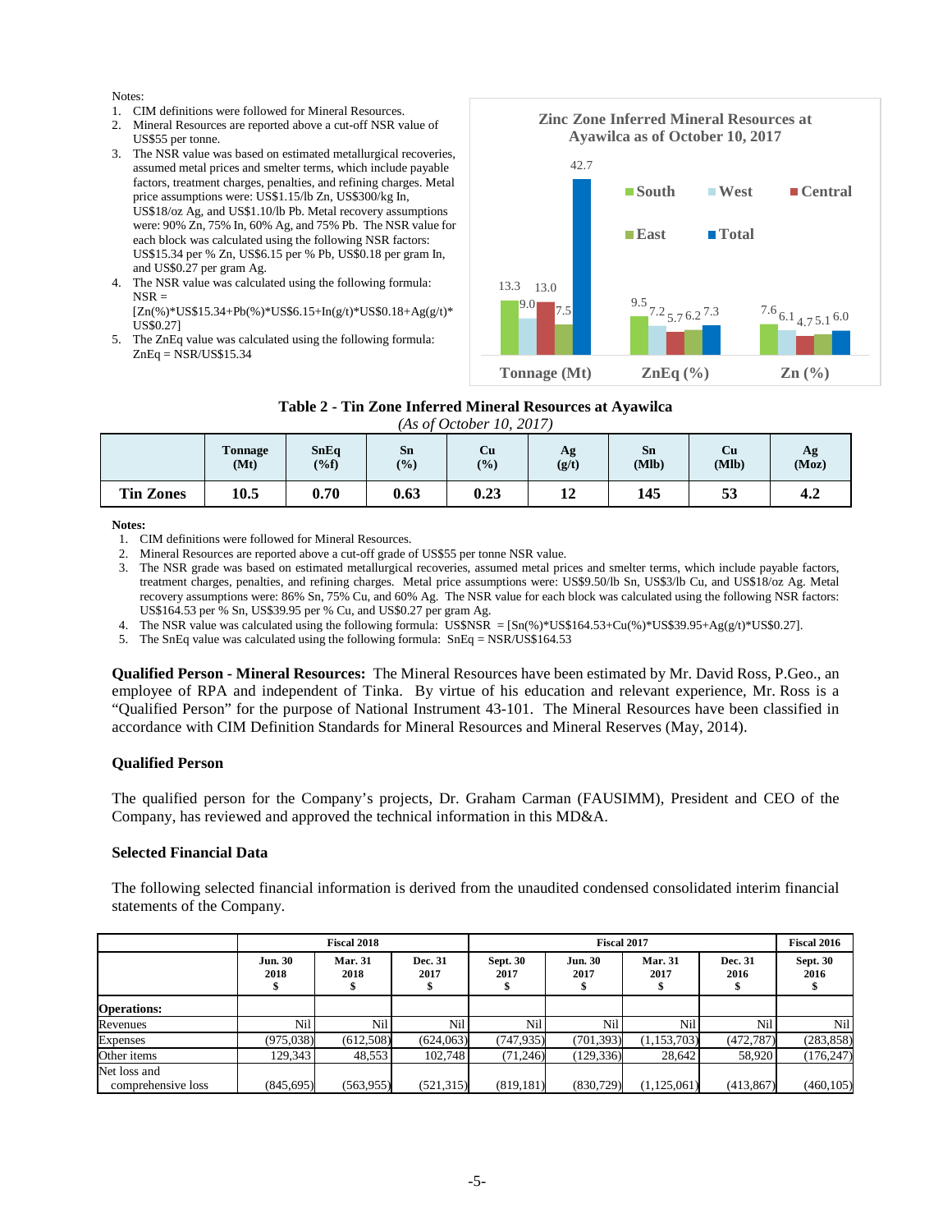Notes:

1. CIM definitions were followed for Mineral Resources.
2. Mineral Resources are reported above a cut-off NSR value of US$55 per tonne.
3. The NSR value was based on estimated metallurgical recoveries, assumed metal prices and smelter terms, which include payable factors, treatment charges, penalties, and refining charges. Metal price assumptions were: US$1.15/lb Zn, US$300/kg In, US$18/oz Ag, and US$1.10/lb Pb. Metal recovery assumptions were: 90% Zn, 75% In, 60% Ag, and 75% Pb. The NSR value for each block was calculated using the following NSR factors: US$15.34 per % Zn, US$6.15 per % Pb, US$0.18 per gram In, and US$0.27 per gram Ag.
4. The NSR value was calculated using the following formula: NSR = [Zn(%)*US$15.34+Pb(%)*US$6.15+In(g/t)*US$0.18+Ag(g/t)*US$0.27]
5. The ZnEq value was calculated using the following formula: ZnEq = NSR/US$15.34

**Zinc Zone Inferred Mineral Resources at Ayawilca as of October 10, 2017**

| | South | West | Central | East | Total |
|---|---|---|---|---|---|
| Tonnage (Mt) | 13.3 | 9.0 | 13.0 | 7.5 | 42.7 |
| ZnEq (%) | 9.5 | 7.2 | 5.7 | 6.2 | 7.3 |
| Zn (%) | 7.6 | 6.1 | 4.7 | 5.1 | 6.0 |

**Table 2 - Tin Zone Inferred Mineral Resources at Ayawilca**

*(As of October 10, 2017)*

| | Tonnage (Mt) | SnEq (%f) | Sn (%) | Cu (%) | Ag (g/t) | Sn (Mlb) | Cu (Mlb) | Ag (Moz) |
|---|---|---|---|---|---|---|---|---|
| **Tin Zones** | **10.5** | **0.70** | **0.63** | **0.23** | **12** | **145** | **53** | **4.2** |

**Notes:**

1. CIM definitions were followed for Mineral Resources.
2. Mineral Resources are reported above a cut-off grade of US$55 per tonne NSR value.
3. The NSR grade was based on estimated metallurgical recoveries, assumed metal prices and smelter terms, which include payable factors, treatment charges, penalties, and refining charges. Metal price assumptions were: US$9.50/lb Sn, US$3/lb Cu, and US$18/oz Ag. Metal recovery assumptions were: 86% Sn, 75% Cu, and 60% Ag. The NSR value for each block was calculated using the following NSR factors: US$164.53 per % Sn, US$39.95 per % Cu, and US$0.27 per gram Ag.
4. The NSR value was calculated using the following formula: US$NSR = [Sn(%)*US$164.53+Cu(%)*US$39.95+Ag(g/t)*US$0.27].
5. The SnEq value was calculated using the following formula: SnEq = NSR/US$164.53

**Qualified Person - Mineral Resources:** The Mineral Resources have been estimated by Mr. David Ross, P.Geo., an employee of RPA and independent of Tinka. By virtue of his education and relevant experience, Mr. Ross is a "Qualified Person" for the purpose of National Instrument 43-101. The Mineral Resources have been classified in accordance with CIM Definition Standards for Mineral Resources and Mineral Reserves (May, 2014).

### Qualified Person

The qualified person for the Company's projects, Dr. Graham Carman (FAUSIMM), President and CEO of the Company, has reviewed and approved the technical information in this MD&A.

### Selected Financial Data

The following selected financial information is derived from the unaudited condensed consolidated interim financial statements of the Company.

| | Fiscal 2018 | | | Fiscal 2017 | | | | Fiscal 2016 |
|---|---|---|---|---|---|---|---|---|
| | Jun. 30 2018 $ | Mar. 31 2018 $ | Dec. 31 2017 $ | Sept. 30 2017 $ | Jun. 30 2017 $ | Mar. 31 2017 $ | Dec. 31 2016 $ | Sept. 30 2016 $ |
| **Operations:** | | | | | | | | |
| Revenues | Nil | Nil | Nil | Nil | Nil | Nil | Nil | Nil |
| Expenses | (975,038) | (612,508) | (624,063) | (747,935) | (701,393) | (1,153,703) | (472,787) | (283,858) |
| Other items | 129,343 | 48,553 | 102,748 | (71,246) | (129,336) | 28,642 | 58,920 | (176,247) |
| Net loss and comprehensive loss | (845,695) | (563,955) | (521,315) | (819,181) | (830,729) | (1,125,061) | (413,867) | (460,105) |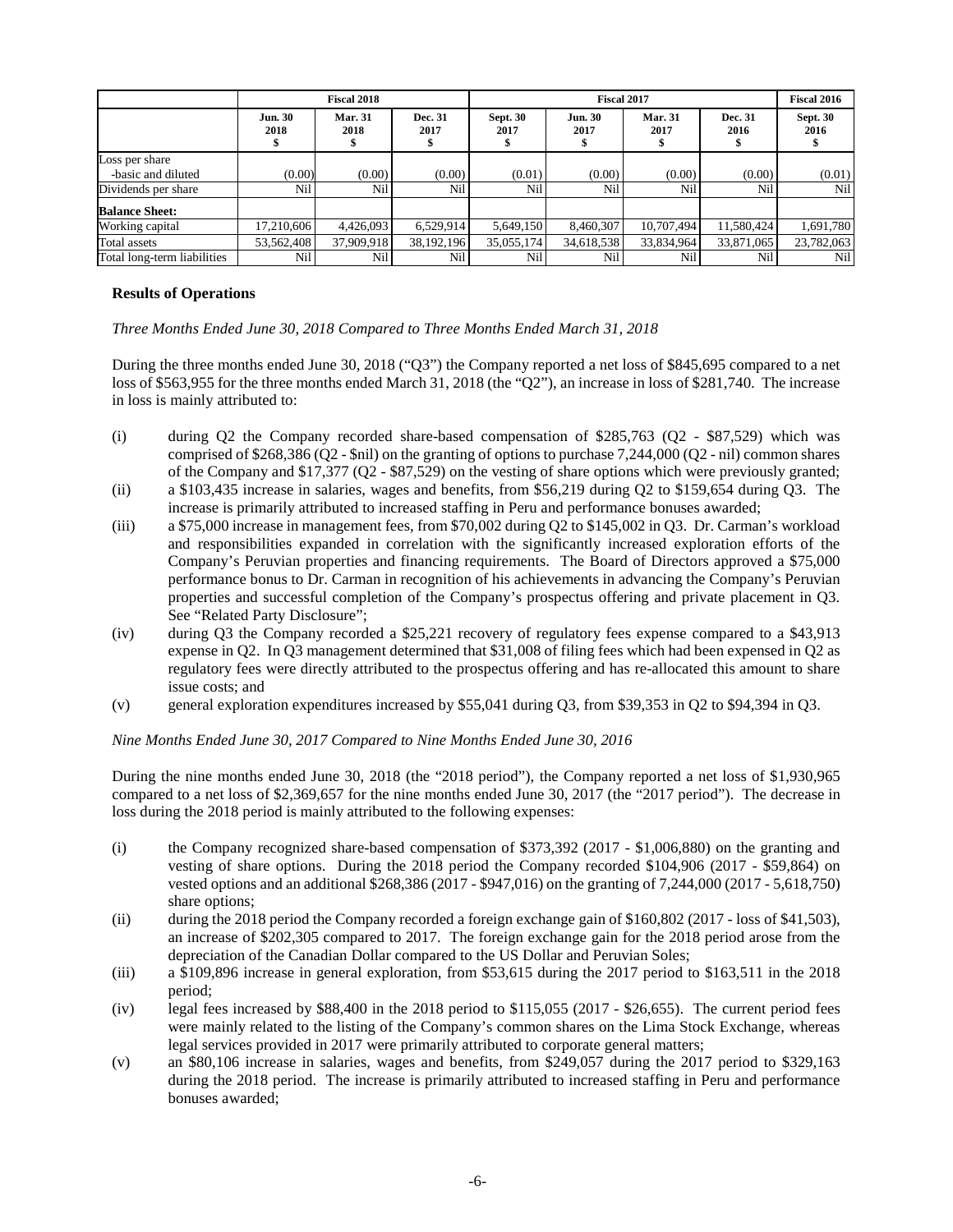| | Fiscal 2018 | | | Fiscal 2017 | | | | Fiscal 2016 |
|---|---|---|---|---|---|---|---|---|
| | Jun. 30 2018 $ | Mar. 31 2018 $ | Dec. 31 2017 $ | Sept. 30 2017 $ | Jun. 30 2017 $ | Mar. 31 2017 $ | Dec. 31 2016 $ | Sept. 30 2016 $ |
| Loss per share -basic and diluted | (0.00) | (0.00) | (0.00) | (0.01) | (0.00) | (0.00) | (0.00) | (0.01) |
| Dividends per share | Nil | Nil | Nil | Nil | Nil | Nil | Nil | Nil |
| **Balance Sheet:** | | | | | | | | |
| Working capital | 17,210,606 | 4,426,093 | 6,529,914 | 5,649,150 | 8,460,307 | 10,707,494 | 11,580,424 | 1,691,780 |
| Total assets | 53,562,408 | 37,909,918 | 38,192,196 | 35,055,174 | 34,618,538 | 33,834,964 | 33,871,065 | 23,782,063 |
| Total long-term liabilities | Nil | Nil | Nil | Nil | Nil | Nil | Nil | Nil |

## Results of Operations

*Three Months Ended June 30, 2018 Compared to Three Months Ended March 31, 2018*

During the three months ended June 30, 2018 ("Q3") the Company reported a net loss of $845,695 compared to a net loss of $563,955 for the three months ended March 31, 2018 (the "Q2"), an increase in loss of $281,740. The increase in loss is mainly attributed to:

(i) during Q2 the Company recorded share-based compensation of $285,763 (Q2 - $87,529) which was comprised of $268,386 (Q2 - $nil) on the granting of options to purchase 7,244,000 (Q2 - nil) common shares of the Company and $17,377 (Q2 - $87,529) on the vesting of share options which were previously granted;

(ii) a $103,435 increase in salaries, wages and benefits, from $56,219 during Q2 to $159,654 during Q3. The increase is primarily attributed to increased staffing in Peru and performance bonuses awarded;

(iii) a $75,000 increase in management fees, from $70,002 during Q2 to $145,002 in Q3. Dr. Carman's workload and responsibilities expanded in correlation with the significantly increased exploration efforts of the Company's Peruvian properties and financing requirements. The Board of Directors approved a $75,000 performance bonus to Dr. Carman in recognition of his achievements in advancing the Company's Peruvian properties and successful completion of the Company's prospectus offering and private placement in Q3. See "Related Party Disclosure";

(iv) during Q3 the Company recorded a $25,221 recovery of regulatory fees expense compared to a $43,913 expense in Q2. In Q3 management determined that $31,008 of filing fees which had been expensed in Q2 as regulatory fees were directly attributed to the prospectus offering and has re-allocated this amount to share issue costs; and

(v) general exploration expenditures increased by $55,041 during Q3, from $39,353 in Q2 to $94,394 in Q3.

*Nine Months Ended June 30, 2017 Compared to Nine Months Ended June 30, 2016*

During the nine months ended June 30, 2018 (the "2018 period"), the Company reported a net loss of $1,930,965 compared to a net loss of $2,369,657 for the nine months ended June 30, 2017 (the "2017 period"). The decrease in loss during the 2018 period is mainly attributed to the following expenses:

(i) the Company recognized share-based compensation of $373,392 (2017 - $1,006,880) on the granting and vesting of share options. During the 2018 period the Company recorded $104,906 (2017 - $59,864) on vested options and an additional $268,386 (2017 - $947,016) on the granting of 7,244,000 (2017 - 5,618,750) share options;

(ii) during the 2018 period the Company recorded a foreign exchange gain of $160,802 (2017 - loss of $41,503), an increase of $202,305 compared to 2017. The foreign exchange gain for the 2018 period arose from the depreciation of the Canadian Dollar compared to the US Dollar and Peruvian Soles;

(iii) a $109,896 increase in general exploration, from $53,615 during the 2017 period to $163,511 in the 2018 period;

(iv) legal fees increased by $88,400 in the 2018 period to $115,055 (2017 - $26,655). The current period fees were mainly related to the listing of the Company's common shares on the Lima Stock Exchange, whereas legal services provided in 2017 were primarily attributed to corporate general matters;

(v) an $80,106 increase in salaries, wages and benefits, from $249,057 during the 2017 period to $329,163 during the 2018 period. The increase is primarily attributed to increased staffing in Peru and performance bonuses awarded;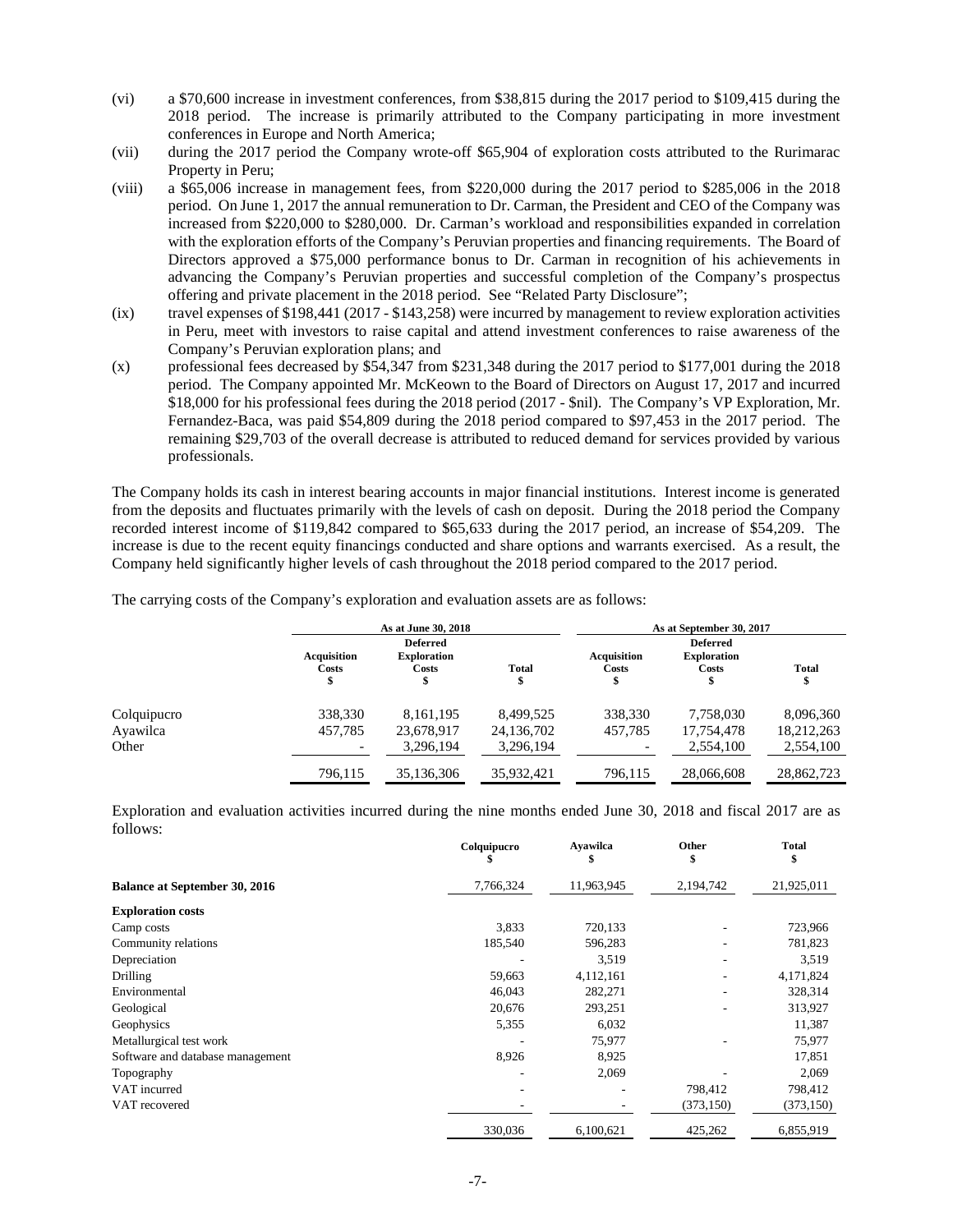(vi) a $70,600 increase in investment conferences, from $38,815 during the 2017 period to $109,415 during the 2018 period. The increase is primarily attributed to the Company participating in more investment conferences in Europe and North America;

(vii) during the 2017 period the Company wrote-off $65,904 of exploration costs attributed to the Rurimarac Property in Peru;

(viii) a $65,006 increase in management fees, from $220,000 during the 2017 period to $285,006 in the 2018 period. On June 1, 2017 the annual remuneration to Dr. Carman, the President and CEO of the Company was increased from $220,000 to $280,000. Dr. Carman's workload and responsibilities expanded in correlation with the exploration efforts of the Company's Peruvian properties and financing requirements. The Board of Directors approved a $75,000 performance bonus to Dr. Carman in recognition of his achievements in advancing the Company's Peruvian properties and successful completion of the Company's prospectus offering and private placement in the 2018 period. See "Related Party Disclosure";

(ix) travel expenses of $198,441 (2017 - $143,258) were incurred by management to review exploration activities in Peru, meet with investors to raise capital and attend investment conferences to raise awareness of the Company's Peruvian exploration plans; and

(x) professional fees decreased by $54,347 from $231,348 during the 2017 period to $177,001 during the 2018 period. The Company appointed Mr. McKeown to the Board of Directors on August 17, 2017 and incurred $18,000 for his professional fees during the 2018 period (2017 - $nil). The Company's VP Exploration, Mr. Fernandez-Baca, was paid $54,809 during the 2018 period compared to $97,453 in the 2017 period. The remaining $29,703 of the overall decrease is attributed to reduced demand for services provided by various professionals.

The Company holds its cash in interest bearing accounts in major financial institutions. Interest income is generated from the deposits and fluctuates primarily with the levels of cash on deposit. During the 2018 period the Company recorded interest income of $119,842 compared to $65,633 during the 2017 period, an increase of $54,209. The increase is due to the recent equity financings conducted and share options and warrants exercised. As a result, the Company held significantly higher levels of cash throughout the 2018 period compared to the 2017 period.

The carrying costs of the Company's exploration and evaluation assets are as follows:

| | As at June 30, 2018 | | | As at September 30, 2017 | | |
|---|---|---|---|---|---|---|
| | Acquisition Costs $ | Deferred Exploration Costs $ | Total $ | Acquisition Costs $ | Deferred Exploration Costs $ | Total $ |
| Colquipucro | 338,330 | 8,161,195 | 8,499,525 | 338,330 | 7,758,030 | 8,096,360 |
| Ayawilca | 457,785 | 23,678,917 | 24,136,702 | 457,785 | 17,754,478 | 18,212,263 |
| Other | - | 3,296,194 | 3,296,194 | - | 2,554,100 | 2,554,100 |
| | 796,115 | 35,136,306 | 35,932,421 | 796,115 | 28,066,608 | 28,862,723 |

Exploration and evaluation activities incurred during the nine months ended June 30, 2018 and fiscal 2017 are as follows:

| | Colquipucro $ | Ayawilca $ | Other $ | Total $ |
|---|---|---|---|---|
| **Balance at September 30, 2016** | 7,766,324 | 11,963,945 | 2,194,742 | 21,925,011 |
| **Exploration costs** | | | | |
| Camp costs | 3,833 | 720,133 | - | 723,966 |
| Community relations | 185,540 | 596,283 | - | 781,823 |
| Depreciation | - | 3,519 | - | 3,519 |
| Drilling | 59,663 | 4,112,161 | - | 4,171,824 |
| Environmental | 46,043 | 282,271 | - | 328,314 |
| Geological | 20,676 | 293,251 | - | 313,927 |
| Geophysics | 5,355 | 6,032 | | 11,387 |
| Metallurgical test work | - | 75,977 | - | 75,977 |
| Software and database management | 8,926 | 8,925 | | 17,851 |
| Topography | - | 2,069 | - | 2,069 |
| VAT incurred | - | - | 798,412 | 798,412 |
| VAT recovered | - | - | (373,150) | (373,150) |
| | 330,036 | 6,100,621 | 425,262 | 6,855,919 |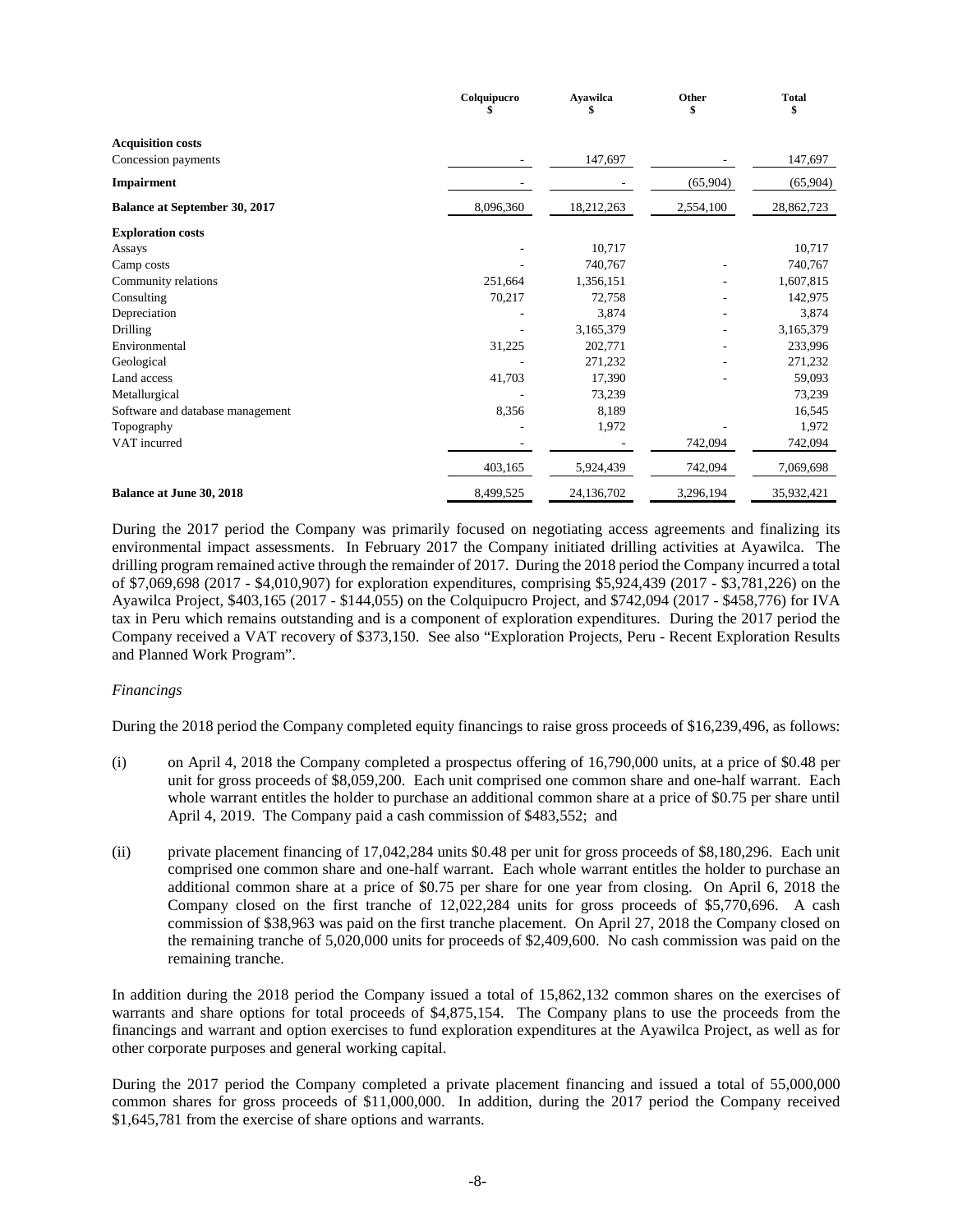|  | Colquipucro<br>$ | Ayawilca<br>$ | Other<br>$ | Total<br>$ |
|---|---|---|---|---|
| **Acquisition costs** |  |  |  |  |
| Concession payments | - | 147,697 | - | 147,697 |
| **Impairment** | - | - | (65,904) | (65,904) |
| **Balance at September 30, 2017** | 8,096,360 | 18,212,263 | 2,554,100 | 28,862,723 |
| **Exploration costs** |  |  |  |  |
| Assays | - | 10,717 |  | 10,717 |
| Camp costs | - | 740,767 | - | 740,767 |
| Community relations | 251,664 | 1,356,151 | - | 1,607,815 |
| Consulting | 70,217 | 72,758 | - | 142,975 |
| Depreciation | - | 3,874 | - | 3,874 |
| Drilling | - | 3,165,379 | - | 3,165,379 |
| Environmental | 31,225 | 202,771 | - | 233,996 |
| Geological | - | 271,232 | - | 271,232 |
| Land access | 41,703 | 17,390 | - | 59,093 |
| Metallurgical | - | 73,239 |  | 73,239 |
| Software and database management | 8,356 | 8,189 |  | 16,545 |
| Topography | - | 1,972 | - | 1,972 |
| VAT incurred | - | - | 742,094 | 742,094 |
|  | 403,165 | 5,924,439 | 742,094 | 7,069,698 |
| **Balance at June 30, 2018** | 8,499,525 | 24,136,702 | 3,296,194 | 35,932,421 |

During the 2017 period the Company was primarily focused on negotiating access agreements and finalizing its environmental impact assessments. In February 2017 the Company initiated drilling activities at Ayawilca. The drilling program remained active through the remainder of 2017. During the 2018 period the Company incurred a total of $7,069,698 (2017 - $4,010,907) for exploration expenditures, comprising $5,924,439 (2017 - $3,781,226) on the Ayawilca Project, $403,165 (2017 - $144,055) on the Colquipucro Project, and $742,094 (2017 - $458,776) for IVA tax in Peru which remains outstanding and is a component of exploration expenditures. During the 2017 period the Company received a VAT recovery of $373,150. See also "Exploration Projects, Peru - Recent Exploration Results and Planned Work Program".

*Financings*

During the 2018 period the Company completed equity financings to raise gross proceeds of $16,239,496, as follows:

(i) on April 4, 2018 the Company completed a prospectus offering of 16,790,000 units, at a price of $0.48 per unit for gross proceeds of $8,059,200. Each unit comprised one common share and one-half warrant. Each whole warrant entitles the holder to purchase an additional common share at a price of $0.75 per share until April 4, 2019. The Company paid a cash commission of $483,552; and

(ii) private placement financing of 17,042,284 units $0.48 per unit for gross proceeds of $8,180,296. Each unit comprised one common share and one-half warrant. Each whole warrant entitles the holder to purchase an additional common share at a price of $0.75 per share for one year from closing. On April 6, 2018 the Company closed on the first tranche of 12,022,284 units for gross proceeds of $5,770,696. A cash commission of $38,963 was paid on the first tranche placement. On April 27, 2018 the Company closed on the remaining tranche of 5,020,000 units for proceeds of $2,409,600. No cash commission was paid on the remaining tranche.

In addition during the 2018 period the Company issued a total of 15,862,132 common shares on the exercises of warrants and share options for total proceeds of $4,875,154. The Company plans to use the proceeds from the financings and warrant and option exercises to fund exploration expenditures at the Ayawilca Project, as well as for other corporate purposes and general working capital.

During the 2017 period the Company completed a private placement financing and issued a total of 55,000,000 common shares for gross proceeds of $11,000,000. In addition, during the 2017 period the Company received $1,645,781 from the exercise of share options and warrants.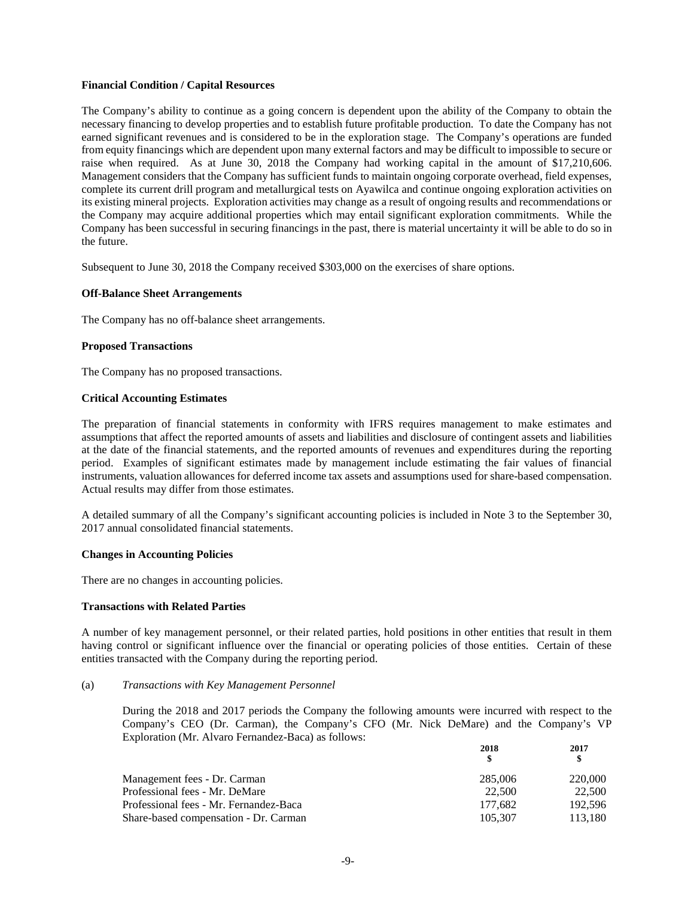**Financial Condition / Capital Resources**

The Company's ability to continue as a going concern is dependent upon the ability of the Company to obtain the necessary financing to develop properties and to establish future profitable production. To date the Company has not earned significant revenues and is considered to be in the exploration stage. The Company's operations are funded from equity financings which are dependent upon many external factors and may be difficult to impossible to secure or raise when required. As at June 30, 2018 the Company had working capital in the amount of $17,210,606. Management considers that the Company has sufficient funds to maintain ongoing corporate overhead, field expenses, complete its current drill program and metallurgical tests on Ayawilca and continue ongoing exploration activities on its existing mineral projects. Exploration activities may change as a result of ongoing results and recommendations or the Company may acquire additional properties which may entail significant exploration commitments. While the Company has been successful in securing financings in the past, there is material uncertainty it will be able to do so in the future.

Subsequent to June 30, 2018 the Company received $303,000 on the exercises of share options.

**Off-Balance Sheet Arrangements**

The Company has no off-balance sheet arrangements.

**Proposed Transactions**

The Company has no proposed transactions.

**Critical Accounting Estimates**

The preparation of financial statements in conformity with IFRS requires management to make estimates and assumptions that affect the reported amounts of assets and liabilities and disclosure of contingent assets and liabilities at the date of the financial statements, and the reported amounts of revenues and expenditures during the reporting period. Examples of significant estimates made by management include estimating the fair values of financial instruments, valuation allowances for deferred income tax assets and assumptions used for share-based compensation. Actual results may differ from those estimates.

A detailed summary of all the Company's significant accounting policies is included in Note 3 to the September 30, 2017 annual consolidated financial statements.

**Changes in Accounting Policies**

There are no changes in accounting policies.

**Transactions with Related Parties**

A number of key management personnel, or their related parties, hold positions in other entities that result in them having control or significant influence over the financial or operating policies of those entities. Certain of these entities transacted with the Company during the reporting period.

(a) *Transactions with Key Management Personnel*

During the 2018 and 2017 periods the Company the following amounts were incurred with respect to the Company's CEO (Dr. Carman), the Company's CFO (Mr. Nick DeMare) and the Company's VP Exploration (Mr. Alvaro Fernandez-Baca) as follows:

| | 2018<br>$ | 2017<br>$ |
|---|---|---|
| Management fees - Dr. Carman | 285,006 | 220,000 |
| Professional fees - Mr. DeMare | 22,500 | 22,500 |
| Professional fees - Mr. Fernandez-Baca | 177,682 | 192,596 |
| Share-based compensation - Dr. Carman | 105,307 | 113,180 |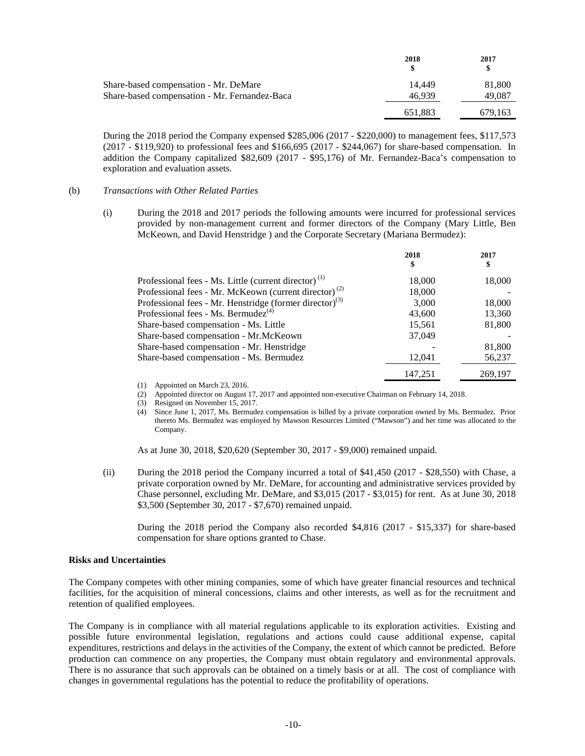| | 2018<br>$ | 2017<br>$ |
|---|---|---|
| Share-based compensation - Mr. DeMare | 14,449 | 81,800 |
| Share-based compensation - Mr. Fernandez-Baca | 46,939 | 49,087 |
| | 651,883 | 679,163 |

During the 2018 period the Company expensed $285,006 (2017 - $220,000) to management fees, $117,573 (2017 - $119,920) to professional fees and $166,695 (2017 - $244,067) for share-based compensation. In addition the Company capitalized $82,609 (2017 - $95,176) of Mr. Fernandez-Baca's compensation to exploration and evaluation assets.

(b) *Transactions with Other Related Parties*

(i) During the 2018 and 2017 periods the following amounts were incurred for professional services provided by non-management current and former directors of the Company (Mary Little, Ben McKeown, and David Henstridge ) and the Corporate Secretary (Mariana Bermudez):

| | 2018<br>$ | 2017<br>$ |
|---|---|---|
| Professional fees - Ms. Little (current director) (1) | 18,000 | 18,000 |
| Professional fees - Mr. McKeown (current director) (2) | 18,000 | - |
| Professional fees - Mr. Henstridge (former director)(3) | 3,000 | 18,000 |
| Professional fees - Ms. Bermudez(4) | 43,600 | 13,360 |
| Share-based compensation - Ms. Little | 15,561 | 81,800 |
| Share-based compensation - Mr.McKeown | 37,049 | - |
| Share-based compensation - Mr. Henstridge | - | 81,800 |
| Share-based compensation - Ms. Bermudez | 12,041 | 56,237 |
| | 147,251 | 269,197 |

(1) Appointed on March 23, 2016.
(2) Appointed director on August 17, 2017 and appointed non-executive Chairman on February 14, 2018.
(3) Resigned on November 15, 2017.
(4) Since June 1, 2017, Ms. Bermudez compensation is billed by a private corporation owned by Ms. Bermudez. Prior thereto Ms. Bermudez was employed by Mawson Resources Limited ("Mawson") and her time was allocated to the Company.

As at June 30, 2018, $20,620 (September 30, 2017 - $9,000) remained unpaid.

(ii) During the 2018 period the Company incurred a total of $41,450 (2017 - $28,550) with Chase, a private corporation owned by Mr. DeMare, for accounting and administrative services provided by Chase personnel, excluding Mr. DeMare, and $3,015 (2017 - $3,015) for rent. As at June 30, 2018 $3,500 (September 30, 2017 - $7,670) remained unpaid.

During the 2018 period the Company also recorded $4,816 (2017 - $15,337) for share-based compensation for share options granted to Chase.

**Risks and Uncertainties**

The Company competes with other mining companies, some of which have greater financial resources and technical facilities, for the acquisition of mineral concessions, claims and other interests, as well as for the recruitment and retention of qualified employees.

The Company is in compliance with all material regulations applicable to its exploration activities. Existing and possible future environmental legislation, regulations and actions could cause additional expense, capital expenditures, restrictions and delays in the activities of the Company, the extent of which cannot be predicted. Before production can commence on any properties, the Company must obtain regulatory and environmental approvals. There is no assurance that such approvals can be obtained on a timely basis or at all. The cost of compliance with changes in governmental regulations has the potential to reduce the profitability of operations.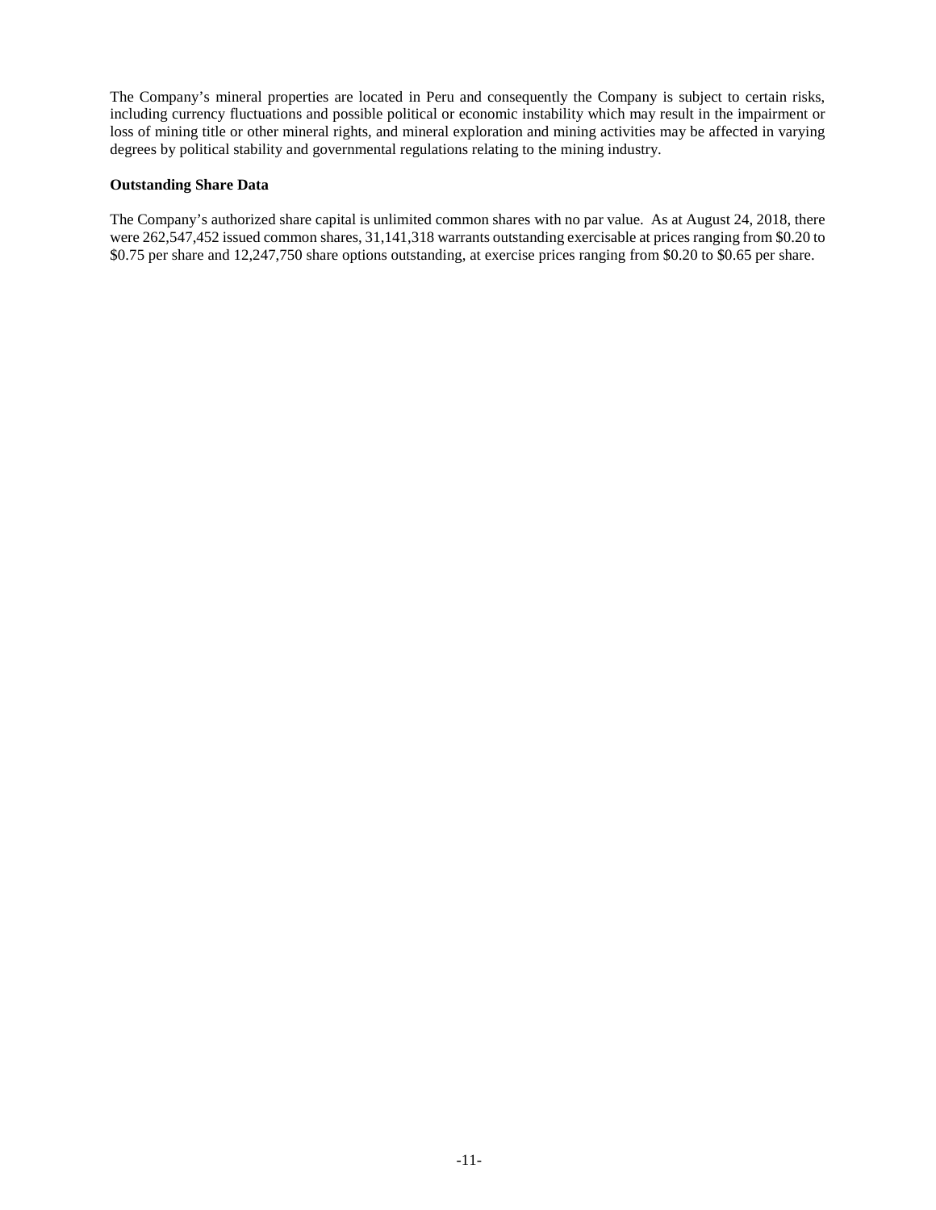The Company's mineral properties are located in Peru and consequently the Company is subject to certain risks, including currency fluctuations and possible political or economic instability which may result in the impairment or loss of mining title or other mineral rights, and mineral exploration and mining activities may be affected in varying degrees by political stability and governmental regulations relating to the mining industry.

**Outstanding Share Data**

The Company's authorized share capital is unlimited common shares with no par value. As at August 24, 2018, there were 262,547,452 issued common shares, 31,141,318 warrants outstanding exercisable at prices ranging from $0.20 to $0.75 per share and 12,247,750 share options outstanding, at exercise prices ranging from $0.20 to $0.65 per share.